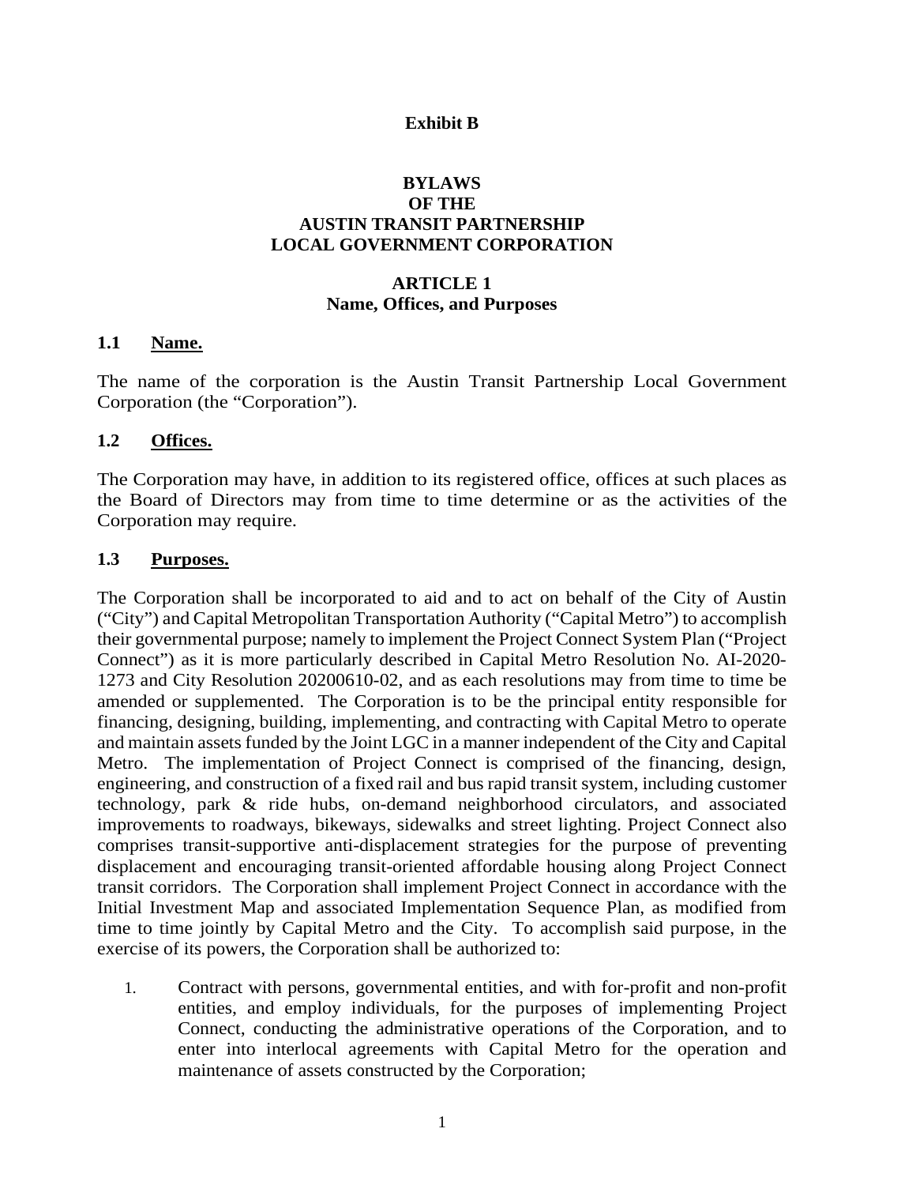**Exhibit B**

# BYLAWS
# OF THE
# AUSTIN TRANSIT PARTNERSHIP
# LOCAL GOVERNMENT CORPORATION

## ARTICLE 1
## Name, Offices, and Purposes

### 1.1 Name.

The name of the corporation is the Austin Transit Partnership Local Government Corporation (the "Corporation").

### 1.2 Offices.

The Corporation may have, in addition to its registered office, offices at such places as the Board of Directors may from time to time determine or as the activities of the Corporation may require.

### 1.3 Purposes.

The Corporation shall be incorporated to aid and to act on behalf of the City of Austin ("City") and Capital Metropolitan Transportation Authority ("Capital Metro") to accomplish their governmental purpose; namely to implement the Project Connect System Plan ("Project Connect") as it is more particularly described in Capital Metro Resolution No. AI-2020-1273 and City Resolution 20200610-02, and as each resolutions may from time to time be amended or supplemented. The Corporation is to be the principal entity responsible for financing, designing, building, implementing, and contracting with Capital Metro to operate and maintain assets funded by the Joint LGC in a manner independent of the City and Capital Metro. The implementation of Project Connect is comprised of the financing, design, engineering, and construction of a fixed rail and bus rapid transit system, including customer technology, park & ride hubs, on-demand neighborhood circulators, and associated improvements to roadways, bikeways, sidewalks and street lighting. Project Connect also comprises transit-supportive anti-displacement strategies for the purpose of preventing displacement and encouraging transit-oriented affordable housing along Project Connect transit corridors. The Corporation shall implement Project Connect in accordance with the Initial Investment Map and associated Implementation Sequence Plan, as modified from time to time jointly by Capital Metro and the City. To accomplish said purpose, in the exercise of its powers, the Corporation shall be authorized to:

1. Contract with persons, governmental entities, and with for-profit and non-profit entities, and employ individuals, for the purposes of implementing Project Connect, conducting the administrative operations of the Corporation, and to enter into interlocal agreements with Capital Metro for the operation and maintenance of assets constructed by the Corporation;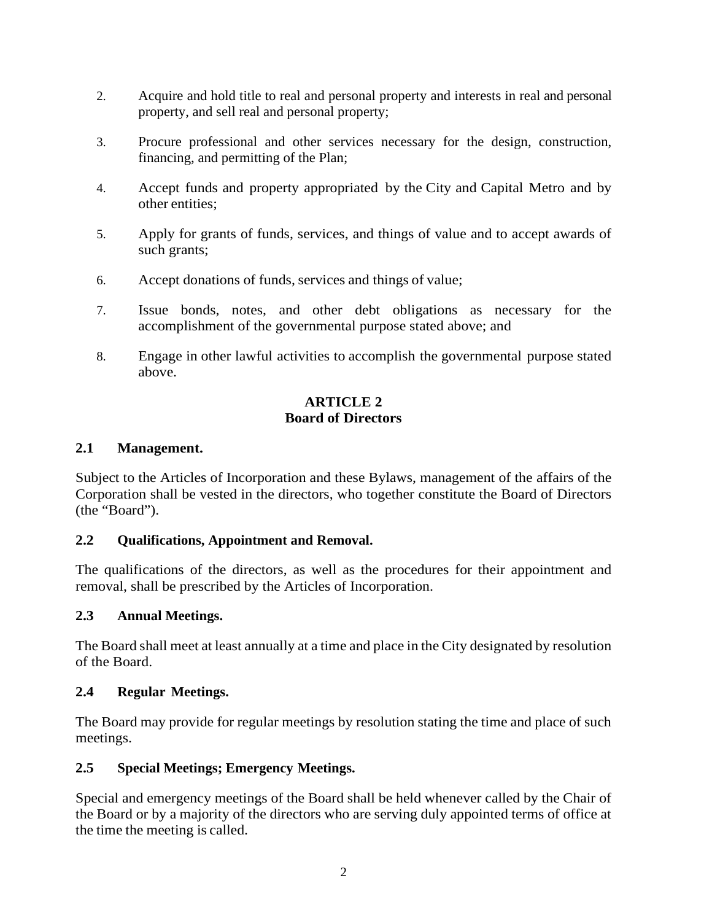2. Acquire and hold title to real and personal property and interests in real and personal property, and sell real and personal property;

3. Procure professional and other services necessary for the design, construction, financing, and permitting of the Plan;

4. Accept funds and property appropriated by the City and Capital Metro and by other entities;

5. Apply for grants of funds, services, and things of value and to accept awards of such grants;

6. Accept donations of funds, services and things of value;

7. Issue bonds, notes, and other debt obligations as necessary for the accomplishment of the governmental purpose stated above; and

8. Engage in other lawful activities to accomplish the governmental purpose stated above.

## ARTICLE 2
## Board of Directors

### 2.1 Management.

Subject to the Articles of Incorporation and these Bylaws, management of the affairs of the Corporation shall be vested in the directors, who together constitute the Board of Directors (the "Board").

### 2.2 Qualifications, Appointment and Removal.

The qualifications of the directors, as well as the procedures for their appointment and removal, shall be prescribed by the Articles of Incorporation.

### 2.3 Annual Meetings.

The Board shall meet at least annually at a time and place in the City designated by resolution of the Board.

### 2.4 Regular Meetings.

The Board may provide for regular meetings by resolution stating the time and place of such meetings.

### 2.5 Special Meetings; Emergency Meetings.

Special and emergency meetings of the Board shall be held whenever called by the Chair of the Board or by a majority of the directors who are serving duly appointed terms of office at the time the meeting is called.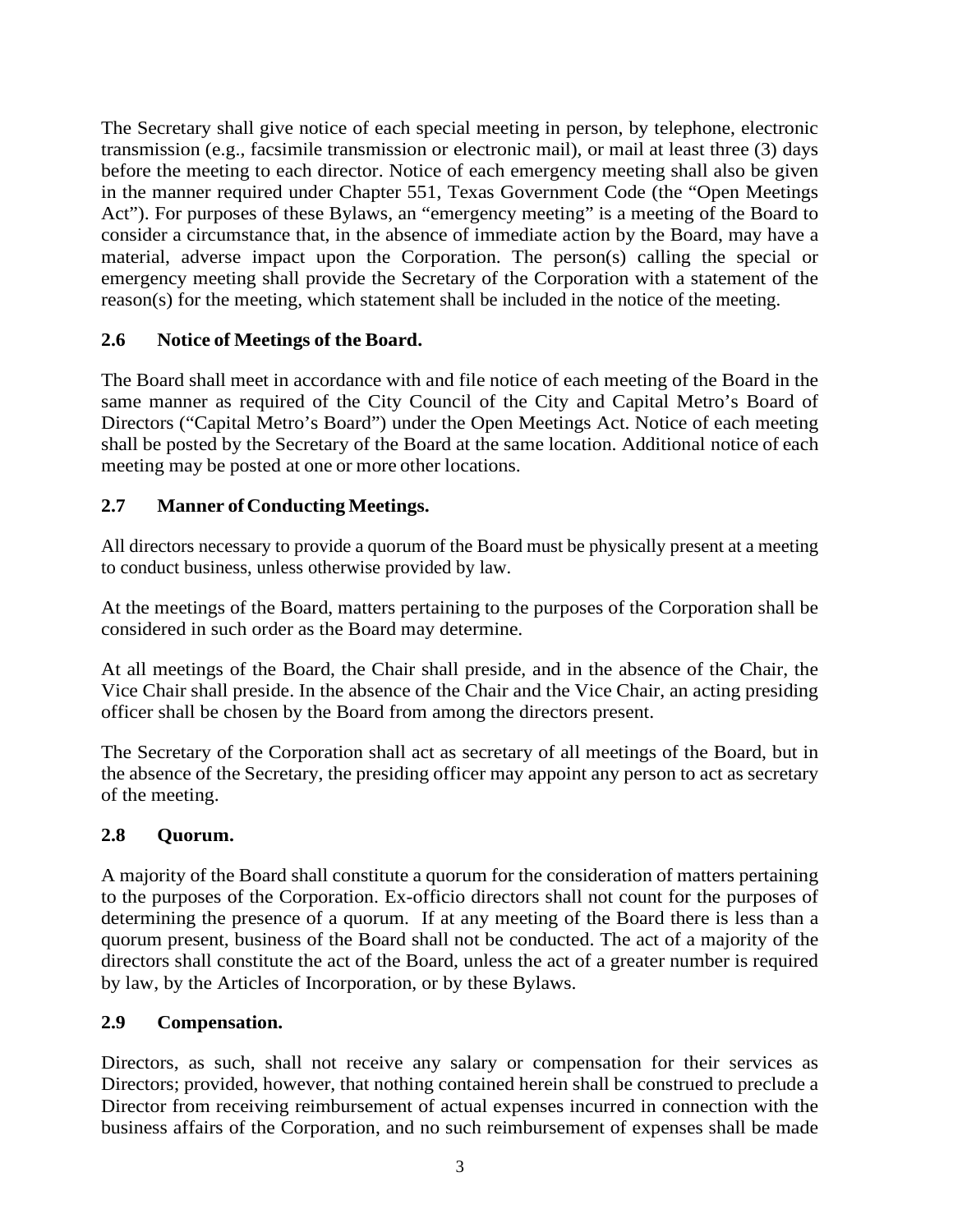The Secretary shall give notice of each special meeting in person, by telephone, electronic transmission (e.g., facsimile transmission or electronic mail), or mail at least three (3) days before the meeting to each director. Notice of each emergency meeting shall also be given in the manner required under Chapter 551, Texas Government Code (the "Open Meetings Act"). For purposes of these Bylaws, an "emergency meeting" is a meeting of the Board to consider a circumstance that, in the absence of immediate action by the Board, may have a material, adverse impact upon the Corporation. The person(s) calling the special or emergency meeting shall provide the Secretary of the Corporation with a statement of the reason(s) for the meeting, which statement shall be included in the notice of the meeting.

### 2.6 Notice of Meetings of the Board.

The Board shall meet in accordance with and file notice of each meeting of the Board in the same manner as required of the City Council of the City and Capital Metro's Board of Directors ("Capital Metro's Board") under the Open Meetings Act. Notice of each meeting shall be posted by the Secretary of the Board at the same location. Additional notice of each meeting may be posted at one or more other locations.

### 2.7 Manner of Conducting Meetings.

All directors necessary to provide a quorum of the Board must be physically present at a meeting to conduct business, unless otherwise provided by law.

At the meetings of the Board, matters pertaining to the purposes of the Corporation shall be considered in such order as the Board may determine.

At all meetings of the Board, the Chair shall preside, and in the absence of the Chair, the Vice Chair shall preside. In the absence of the Chair and the Vice Chair, an acting presiding officer shall be chosen by the Board from among the directors present.

The Secretary of the Corporation shall act as secretary of all meetings of the Board, but in the absence of the Secretary, the presiding officer may appoint any person to act as secretary of the meeting.

### 2.8 Quorum.

A majority of the Board shall constitute a quorum for the consideration of matters pertaining to the purposes of the Corporation. Ex-officio directors shall not count for the purposes of determining the presence of a quorum. If at any meeting of the Board there is less than a quorum present, business of the Board shall not be conducted. The act of a majority of the directors shall constitute the act of the Board, unless the act of a greater number is required by law, by the Articles of Incorporation, or by these Bylaws.

### 2.9 Compensation.

Directors, as such, shall not receive any salary or compensation for their services as Directors; provided, however, that nothing contained herein shall be construed to preclude a Director from receiving reimbursement of actual expenses incurred in connection with the business affairs of the Corporation, and no such reimbursement of expenses shall be made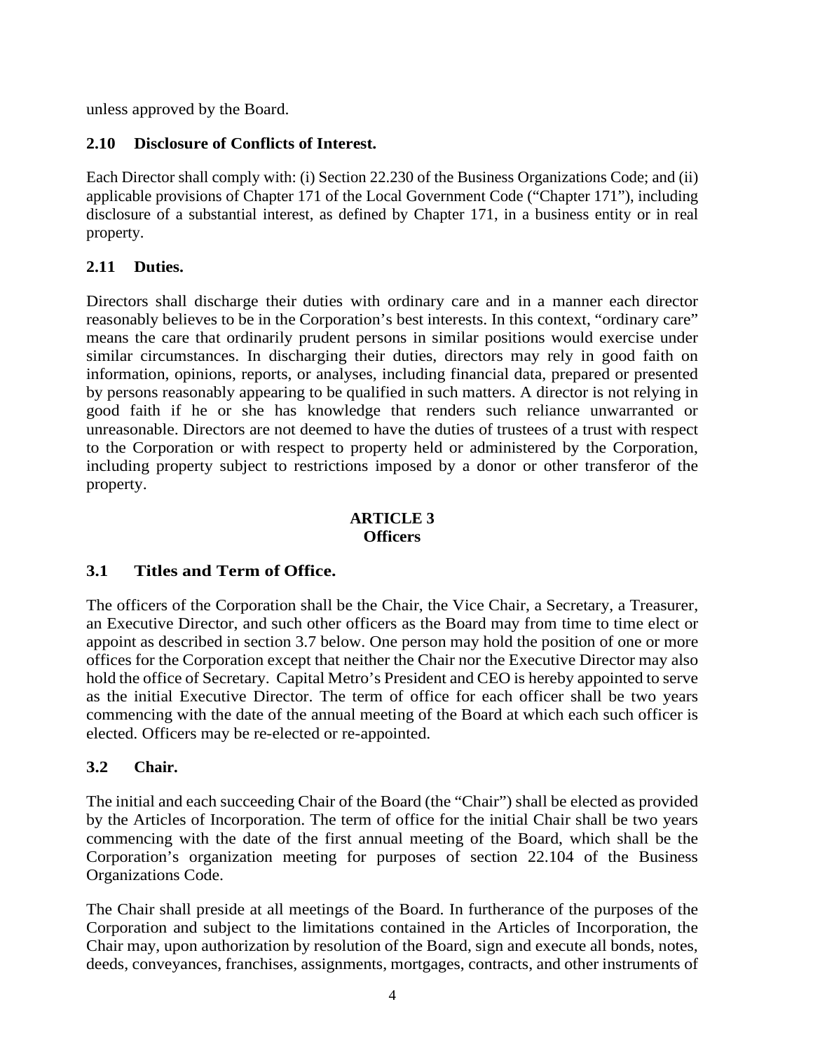unless approved by the Board.

### 2.10 Disclosure of Conflicts of Interest.

Each Director shall comply with: (i) Section 22.230 of the Business Organizations Code; and (ii) applicable provisions of Chapter 171 of the Local Government Code ("Chapter 171"), including disclosure of a substantial interest, as defined by Chapter 171, in a business entity or in real property.

### 2.11 Duties.

Directors shall discharge their duties with ordinary care and in a manner each director reasonably believes to be in the Corporation's best interests. In this context, "ordinary care" means the care that ordinarily prudent persons in similar positions would exercise under similar circumstances. In discharging their duties, directors may rely in good faith on information, opinions, reports, or analyses, including financial data, prepared or presented by persons reasonably appearing to be qualified in such matters. A director is not relying in good faith if he or she has knowledge that renders such reliance unwarranted or unreasonable. Directors are not deemed to have the duties of trustees of a trust with respect to the Corporation or with respect to property held or administered by the Corporation, including property subject to restrictions imposed by a donor or other transferor of the property.

## ARTICLE 3
## Officers

### 3.1 Titles and Term of Office.

The officers of the Corporation shall be the Chair, the Vice Chair, a Secretary, a Treasurer, an Executive Director, and such other officers as the Board may from time to time elect or appoint as described in section 3.7 below. One person may hold the position of one or more offices for the Corporation except that neither the Chair nor the Executive Director may also hold the office of Secretary. Capital Metro's President and CEO is hereby appointed to serve as the initial Executive Director. The term of office for each officer shall be two years commencing with the date of the annual meeting of the Board at which each such officer is elected. Officers may be re-elected or re-appointed.

### 3.2 Chair.

The initial and each succeeding Chair of the Board (the "Chair") shall be elected as provided by the Articles of Incorporation. The term of office for the initial Chair shall be two years commencing with the date of the first annual meeting of the Board, which shall be the Corporation's organization meeting for purposes of section 22.104 of the Business Organizations Code.

The Chair shall preside at all meetings of the Board. In furtherance of the purposes of the Corporation and subject to the limitations contained in the Articles of Incorporation, the Chair may, upon authorization by resolution of the Board, sign and execute all bonds, notes, deeds, conveyances, franchises, assignments, mortgages, contracts, and other instruments of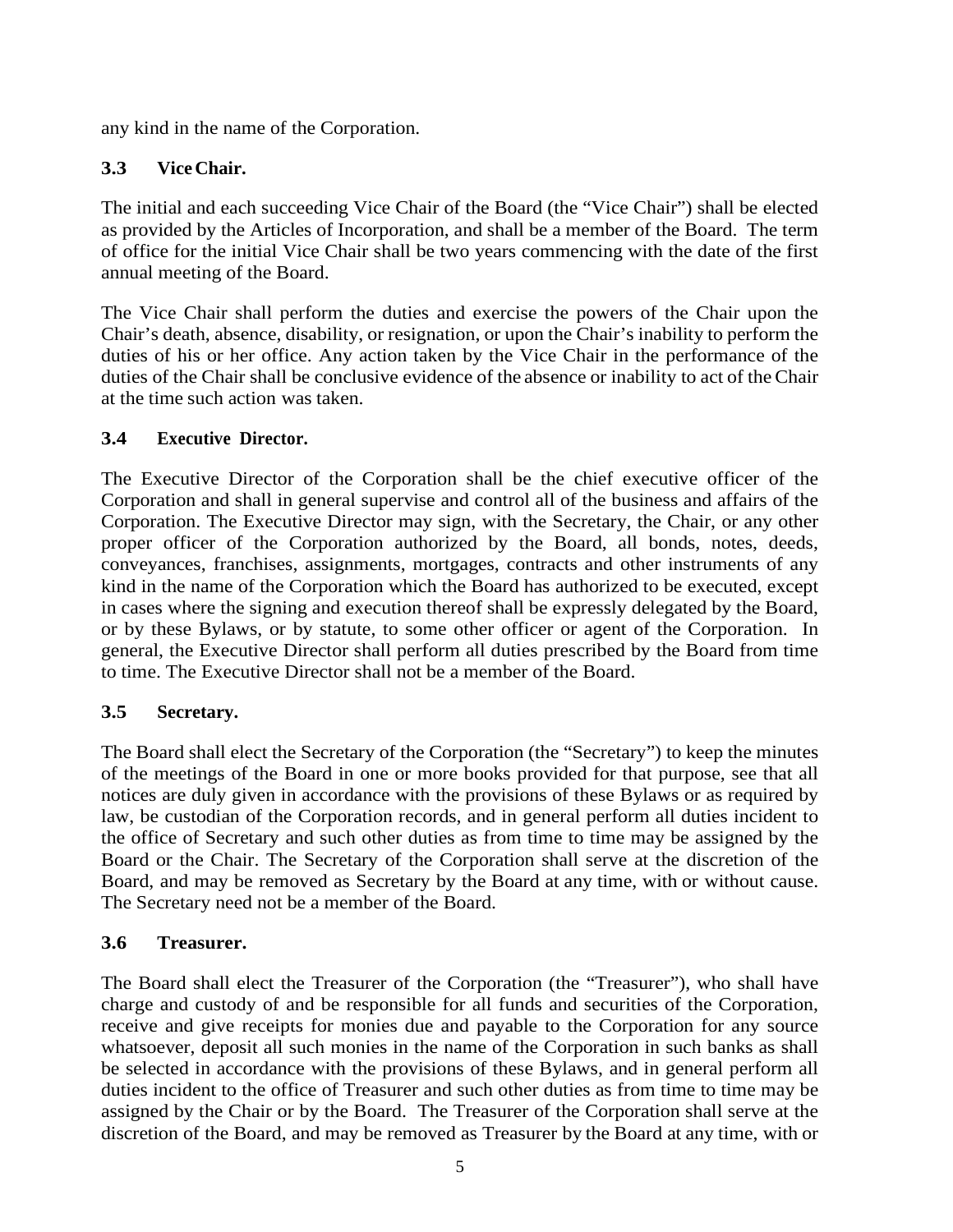any kind in the name of the Corporation.

### 3.3 Vice Chair.

The initial and each succeeding Vice Chair of the Board (the "Vice Chair") shall be elected as provided by the Articles of Incorporation, and shall be a member of the Board. The term of office for the initial Vice Chair shall be two years commencing with the date of the first annual meeting of the Board.

The Vice Chair shall perform the duties and exercise the powers of the Chair upon the Chair's death, absence, disability, or resignation, or upon the Chair's inability to perform the duties of his or her office. Any action taken by the Vice Chair in the performance of the duties of the Chair shall be conclusive evidence of the absence or inability to act of the Chair at the time such action was taken.

### 3.4 Executive Director.

The Executive Director of the Corporation shall be the chief executive officer of the Corporation and shall in general supervise and control all of the business and affairs of the Corporation. The Executive Director may sign, with the Secretary, the Chair, or any other proper officer of the Corporation authorized by the Board, all bonds, notes, deeds, conveyances, franchises, assignments, mortgages, contracts and other instruments of any kind in the name of the Corporation which the Board has authorized to be executed, except in cases where the signing and execution thereof shall be expressly delegated by the Board, or by these Bylaws, or by statute, to some other officer or agent of the Corporation. In general, the Executive Director shall perform all duties prescribed by the Board from time to time. The Executive Director shall not be a member of the Board.

### 3.5 Secretary.

The Board shall elect the Secretary of the Corporation (the "Secretary") to keep the minutes of the meetings of the Board in one or more books provided for that purpose, see that all notices are duly given in accordance with the provisions of these Bylaws or as required by law, be custodian of the Corporation records, and in general perform all duties incident to the office of Secretary and such other duties as from time to time may be assigned by the Board or the Chair. The Secretary of the Corporation shall serve at the discretion of the Board, and may be removed as Secretary by the Board at any time, with or without cause. The Secretary need not be a member of the Board.

### 3.6 Treasurer.

The Board shall elect the Treasurer of the Corporation (the "Treasurer"), who shall have charge and custody of and be responsible for all funds and securities of the Corporation, receive and give receipts for monies due and payable to the Corporation for any source whatsoever, deposit all such monies in the name of the Corporation in such banks as shall be selected in accordance with the provisions of these Bylaws, and in general perform all duties incident to the office of Treasurer and such other duties as from time to time may be assigned by the Chair or by the Board. The Treasurer of the Corporation shall serve at the discretion of the Board, and may be removed as Treasurer by the Board at any time, with or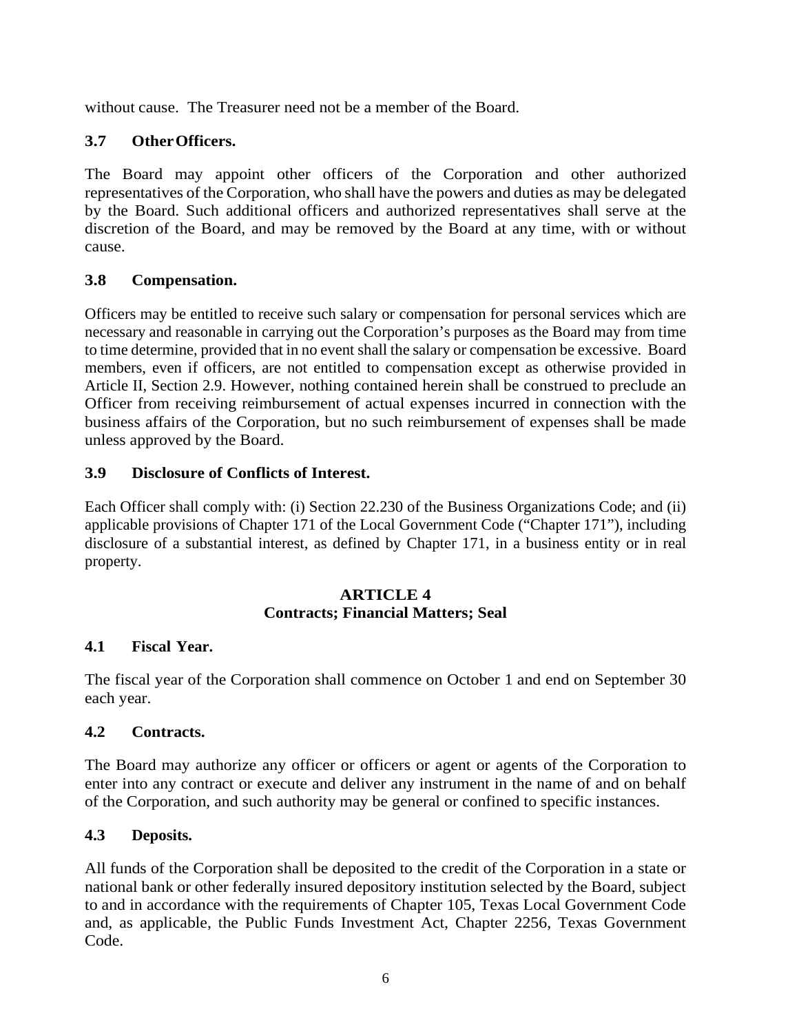without cause. The Treasurer need not be a member of the Board.

### 3.7 Other Officers.

The Board may appoint other officers of the Corporation and other authorized representatives of the Corporation, who shall have the powers and duties as may be delegated by the Board. Such additional officers and authorized representatives shall serve at the discretion of the Board, and may be removed by the Board at any time, with or without cause.

### 3.8 Compensation.

Officers may be entitled to receive such salary or compensation for personal services which are necessary and reasonable in carrying out the Corporation's purposes as the Board may from time to time determine, provided that in no event shall the salary or compensation be excessive. Board members, even if officers, are not entitled to compensation except as otherwise provided in Article II, Section 2.9. However, nothing contained herein shall be construed to preclude an Officer from receiving reimbursement of actual expenses incurred in connection with the business affairs of the Corporation, but no such reimbursement of expenses shall be made unless approved by the Board.

### 3.9 Disclosure of Conflicts of Interest.

Each Officer shall comply with: (i) Section 22.230 of the Business Organizations Code; and (ii) applicable provisions of Chapter 171 of the Local Government Code ("Chapter 171"), including disclosure of a substantial interest, as defined by Chapter 171, in a business entity or in real property.

## ARTICLE 4
## Contracts; Financial Matters; Seal

### 4.1 Fiscal Year.

The fiscal year of the Corporation shall commence on October 1 and end on September 30 each year.

### 4.2 Contracts.

The Board may authorize any officer or officers or agent or agents of the Corporation to enter into any contract or execute and deliver any instrument in the name of and on behalf of the Corporation, and such authority may be general or confined to specific instances.

### 4.3 Deposits.

All funds of the Corporation shall be deposited to the credit of the Corporation in a state or national bank or other federally insured depository institution selected by the Board, subject to and in accordance with the requirements of Chapter 105, Texas Local Government Code and, as applicable, the Public Funds Investment Act, Chapter 2256, Texas Government Code.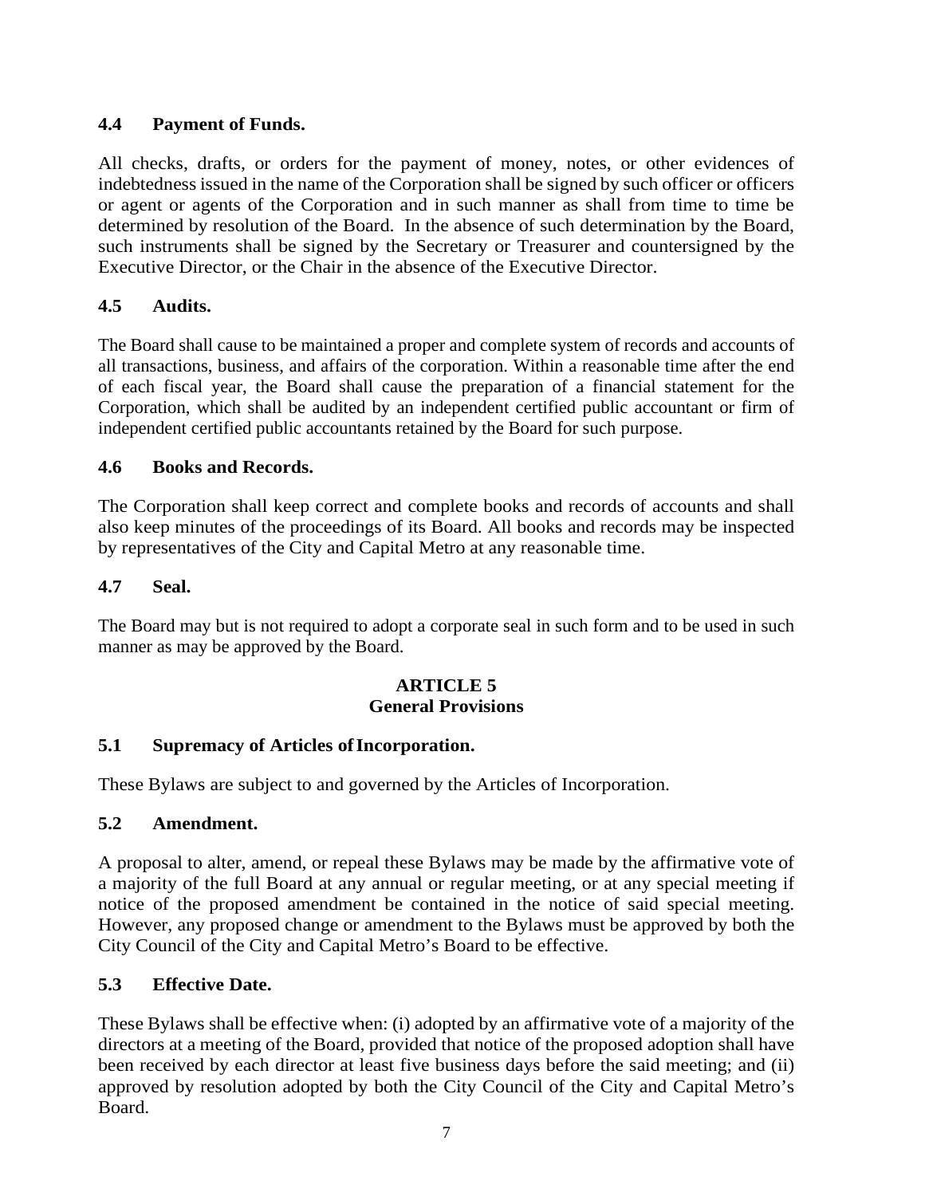### 4.4 Payment of Funds.

All checks, drafts, or orders for the payment of money, notes, or other evidences of indebtedness issued in the name of the Corporation shall be signed by such officer or officers or agent or agents of the Corporation and in such manner as shall from time to time be determined by resolution of the Board. In the absence of such determination by the Board, such instruments shall be signed by the Secretary or Treasurer and countersigned by the Executive Director, or the Chair in the absence of the Executive Director.

### 4.5 Audits.

The Board shall cause to be maintained a proper and complete system of records and accounts of all transactions, business, and affairs of the corporation. Within a reasonable time after the end of each fiscal year, the Board shall cause the preparation of a financial statement for the Corporation, which shall be audited by an independent certified public accountant or firm of independent certified public accountants retained by the Board for such purpose.

### 4.6 Books and Records.

The Corporation shall keep correct and complete books and records of accounts and shall also keep minutes of the proceedings of its Board. All books and records may be inspected by representatives of the City and Capital Metro at any reasonable time.

### 4.7 Seal.

The Board may but is not required to adopt a corporate seal in such form and to be used in such manner as may be approved by the Board.

## ARTICLE 5
## General Provisions

### 5.1 Supremacy of Articles of Incorporation.

These Bylaws are subject to and governed by the Articles of Incorporation.

### 5.2 Amendment.

A proposal to alter, amend, or repeal these Bylaws may be made by the affirmative vote of a majority of the full Board at any annual or regular meeting, or at any special meeting if notice of the proposed amendment be contained in the notice of said special meeting. However, any proposed change or amendment to the Bylaws must be approved by both the City Council of the City and Capital Metro's Board to be effective.

### 5.3 Effective Date.

These Bylaws shall be effective when: (i) adopted by an affirmative vote of a majority of the directors at a meeting of the Board, provided that notice of the proposed adoption shall have been received by each director at least five business days before the said meeting; and (ii) approved by resolution adopted by both the City Council of the City and Capital Metro's Board.